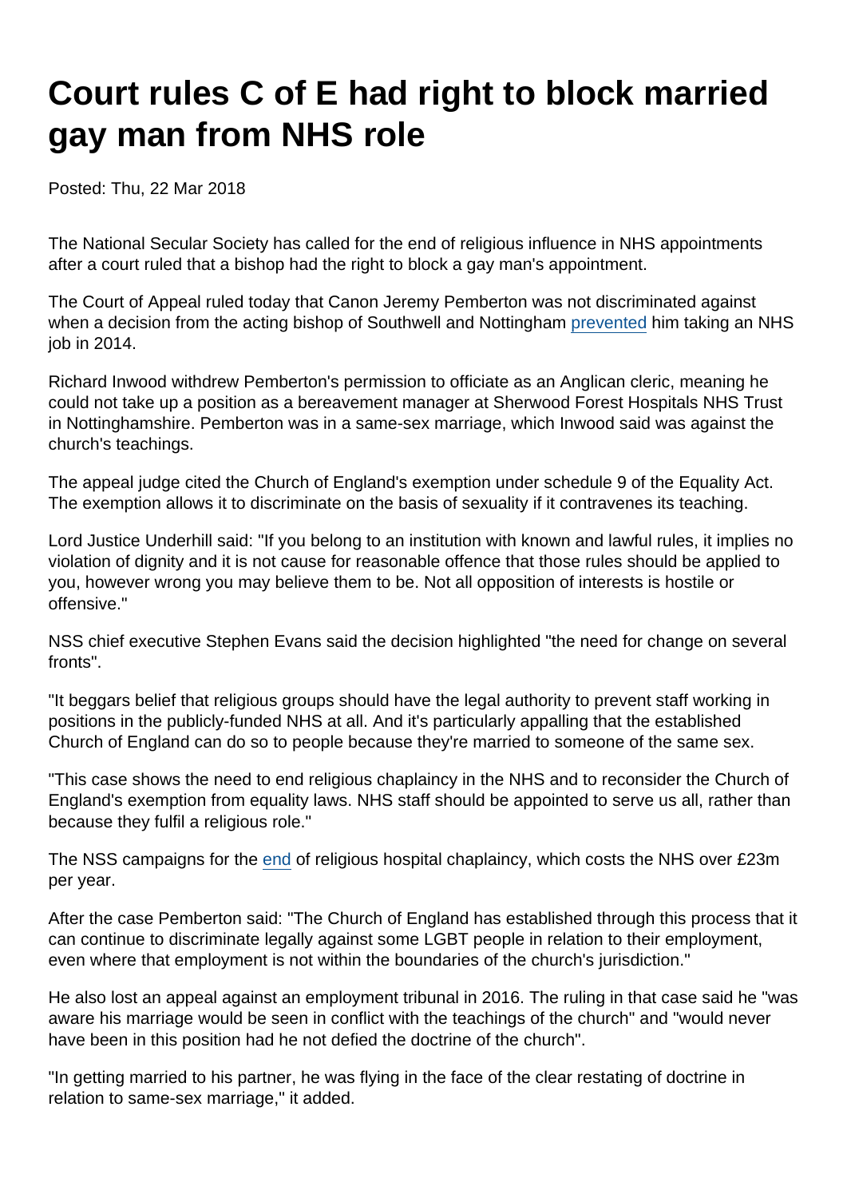# Court rules C of E had right to block married gay man from NHS role

Posted: Thu, 22 Mar 2018

The National Secular Society has called for the end of religious influence in NHS appointments after a court ruled that a bishop had the right to block a gay man's appointment.

The Court of Appeal ruled today that Canon Jeremy Pemberton was not discriminated against when a decision from the acting bishop of Southwell and Nottingham prevented him taking an NHS job in 2014.

Richard Inwood withdrew Pemberton's permission to officiate as an Anglican cleric, meaning he could not take up a position as a bereavement manager at Sherwood Forest Hospitals NHS Trust in Nottinghamshire. Pemberton was in a same-sex marriage, which Inwood said was against the church's teachings.

The appeal judge cited the Church of England's exemption under schedule 9 of the Equality Act. The exemption allows it to discriminate on the basis of sexuality if it contravenes its teaching.

Lord Justice Underhill said: "If you belong to an institution with known and lawful rules, it implies no violation of dignity and it is not cause for reasonable offence that those rules should be applied to you, however wrong you may believe them to be. Not all opposition of interests is hostile or offensive."

NSS chief executive Stephen Evans said the decision highlighted "the need for change on several fronts".

"It beggars belief that religious groups should have the legal authority to prevent staff working in positions in the publicly-funded NHS at all. And it's particularly appalling that the established Church of England can do so to people because they're married to someone of the same sex.

"This case shows the need to end religious chaplaincy in the NHS and to reconsider the Church of England's exemption from equality laws. NHS staff should be appointed to serve us all, rather than because they fulfil a religious role."

The NSS campaigns for the end of religious hospital chaplaincy, which costs the NHS over £23m per year.

After the case Pemberton said: "The Church of England has established through this process that it can continue to discriminate legally against some LGBT people in relation to their employment, even where that employment is not within the boundaries of the church's jurisdiction."

He also lost an appeal against an employment tribunal in 2016. The ruling in that case said he "was aware his marriage would be seen in conflict with the teachings of the church" and "would never have been in this position had he not defied the doctrine of the church".

"In getting married to his partner, he was flying in the face of the clear restating of doctrine in relation to same-sex marriage," it added.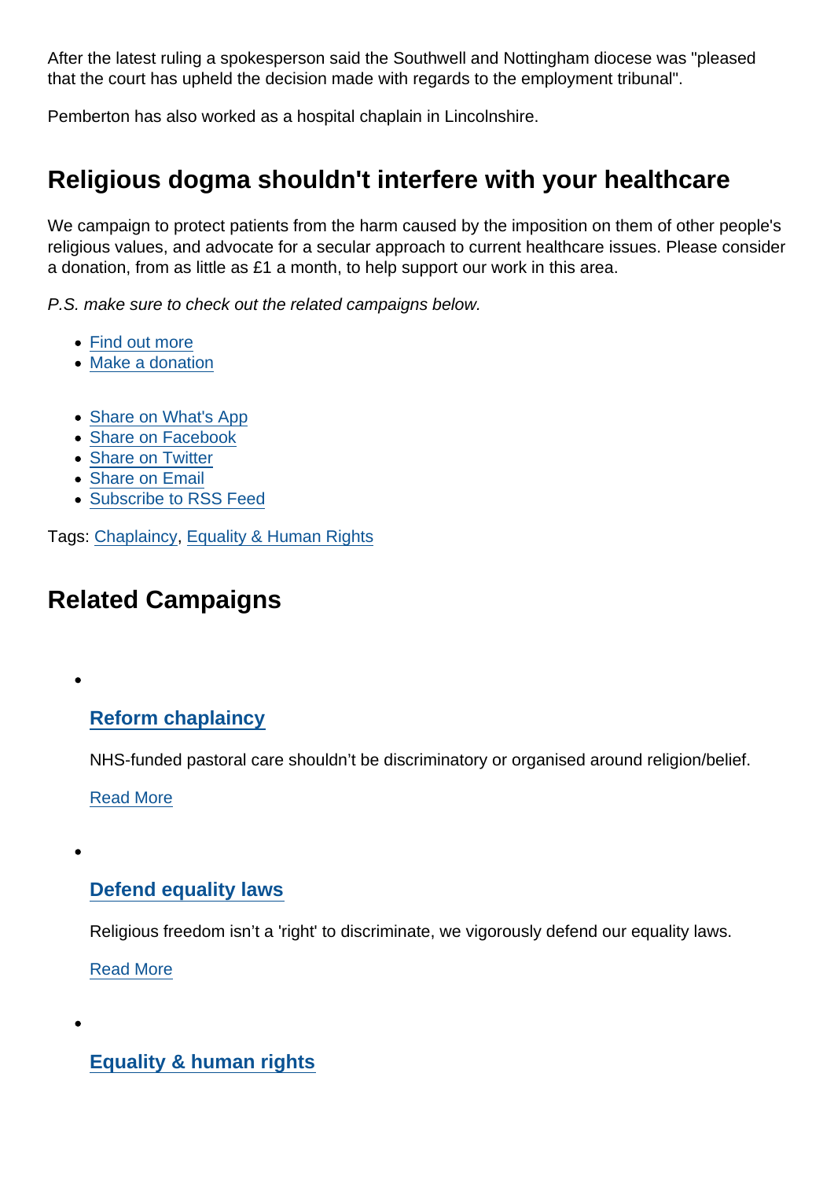After the latest ruling a spokesperson said the Southwell and Nottingham diocese was "pleased that the court has upheld the decision made with regards to the employment tribunal".

Pemberton has also worked as a hospital chaplain in Lincolnshire.

## Religious dogma shouldn't interfere with your healthcare

We campaign to protect patients from the harm caused by the imposition on them of other people's religious values, and advocate for a secular approach to current healthcare issues. Please consider a donation, from as little as £1 a month, to help support our work in this area.

*P.S. make sure to check out the related campaigns below.*

- Find out more
- Make a donation

- Share on What's App
- Share on Facebook
- Share on Twitter
- Share on Email
- Subscribe to RSS Feed

Tags: Chaplaincy, Equality & Human Rights

## Related Campaigns

- ### Reform chaplaincy

  NHS-funded pastoral care shouldn't be discriminatory or organised around religion/belief.

  Read More

- ### Defend equality laws

  Religious freedom isn't a 'right' to discriminate, we vigorously defend our equality laws.

  Read More

- ### Equality & human rights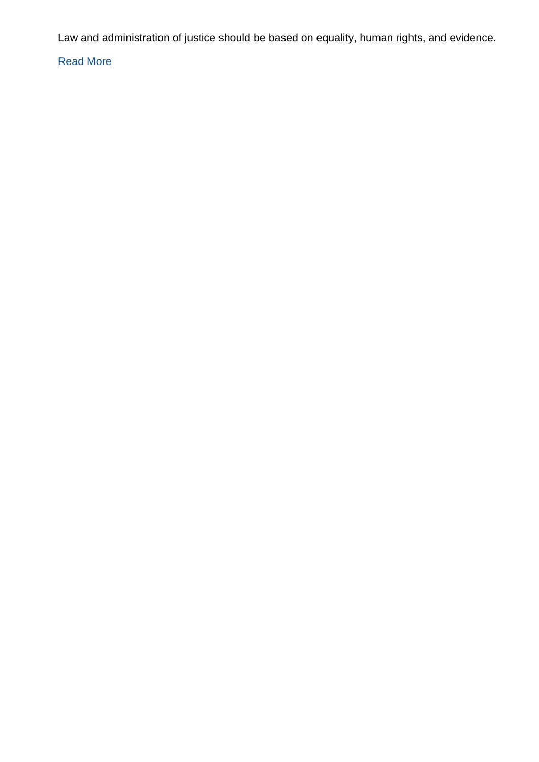Law and administration of justice should be based on equality, human rights, and evidence.

Read More